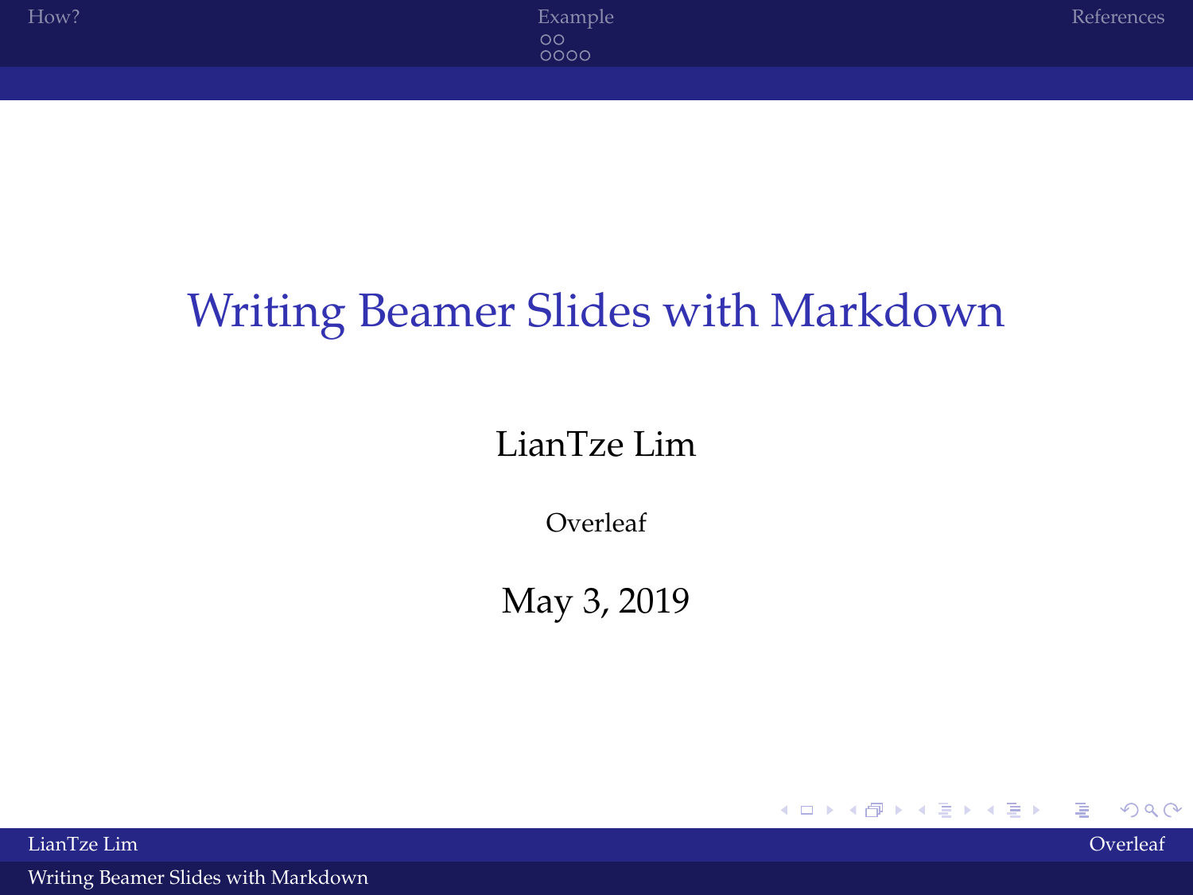# Writing Beamer Slides with Markdown

LianTze Lim

Overleaf

May 3, 2019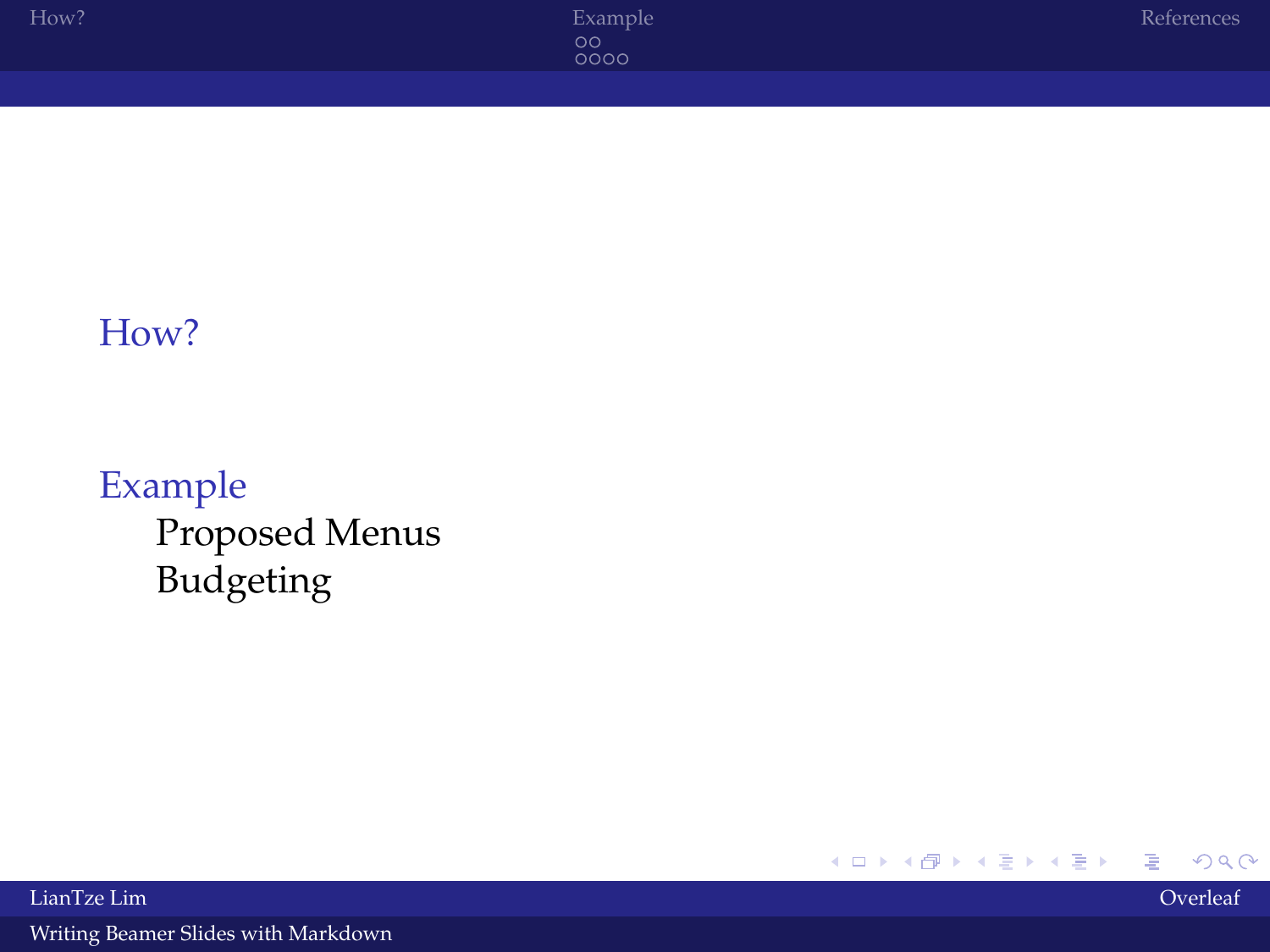How?

Example
  - Proposed Menus
  - Budgeting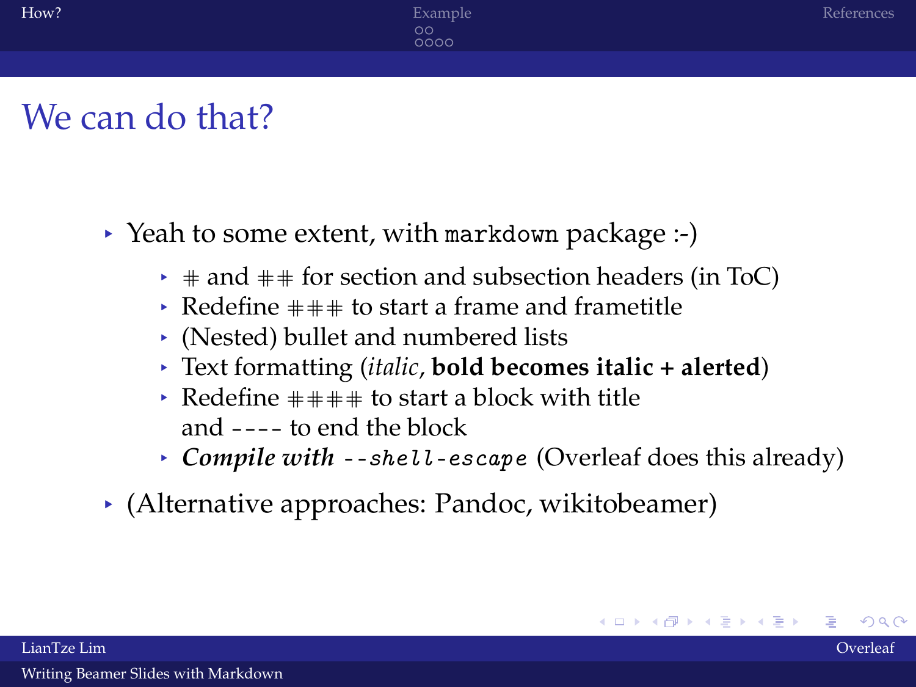# We can do that?

- Yeah to some extent, with `markdown` package :-)
  - # and ## for section and subsection headers (in ToC)
  - Redefine ### to start a frame and frametitle
  - (Nested) bullet and numbered lists
  - Text formatting (*italic*, ***bold becomes italic + alerted***)
  - Redefine #### to start a block with title and ---- to end the block
  - ***Compile with*** `--shell-escape` (Overleaf does this already)
- (Alternative approaches: Pandoc, wikitobeamer)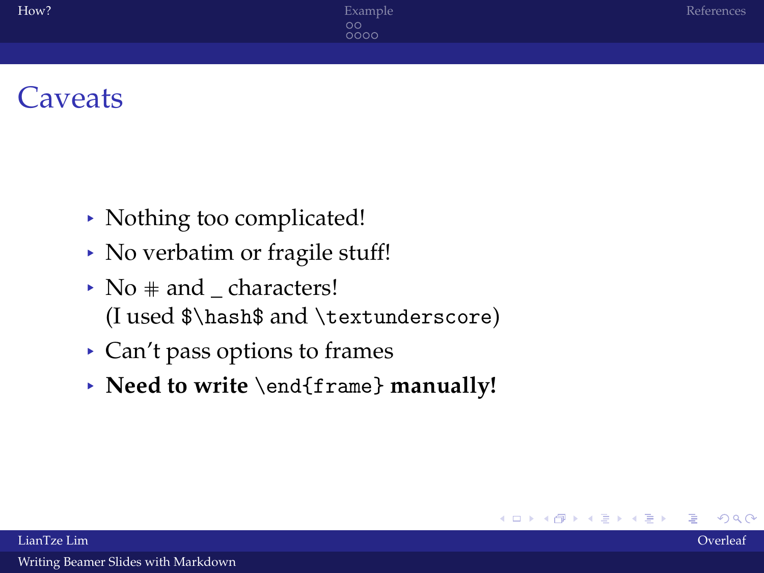# Caveats

- Nothing too complicated!
- No verbatim or fragile stuff!
- No # and _ characters!
  (I used `$\hash$` and `\textunderscore`)
- Can't pass options to frames
- **Need to write `\end{frame}` manually!**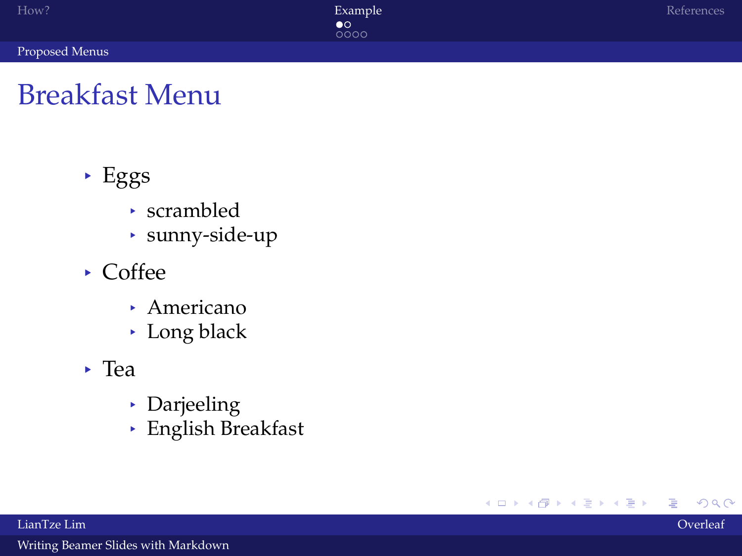# Breakfast Menu

- Eggs
  - scrambled
  - sunny-side-up
- Coffee
  - Americano
  - Long black
- Tea
  - Darjeeling
  - English Breakfast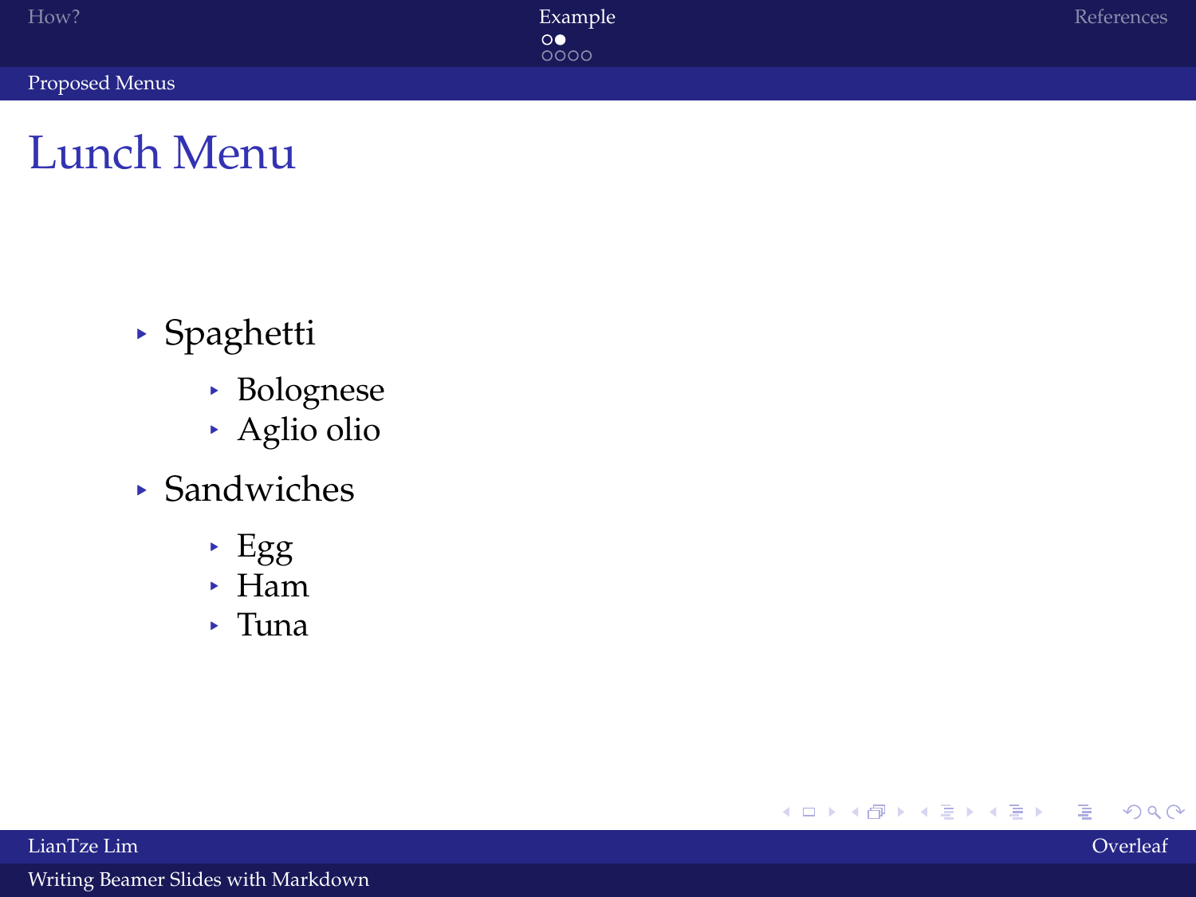# Lunch Menu

- Spaghetti
  - Bolognese
  - Aglio olio
- Sandwiches
  - Egg
  - Ham
  - Tuna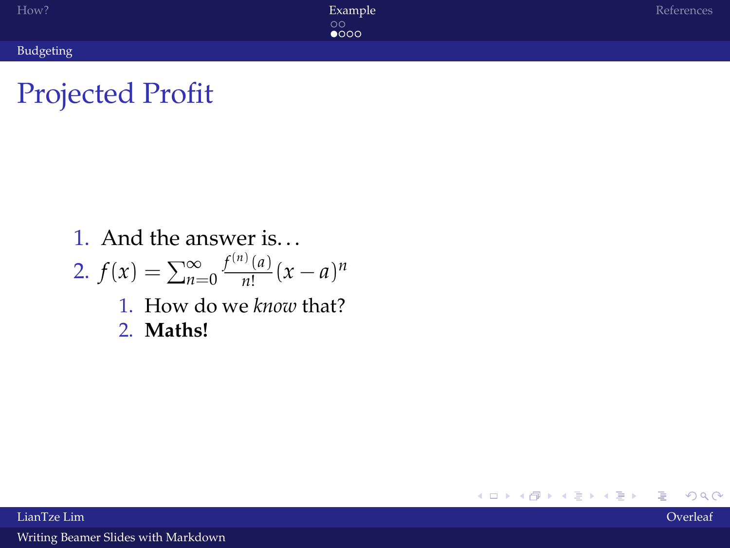# Projected Profit

1. And the answer is…
2. $f(x) = \sum_{n=0}^{\infty} \frac{f^{(n)}(a)}{n!}(x-a)^n$
    1. How do we *know* that?
    2. **Maths!**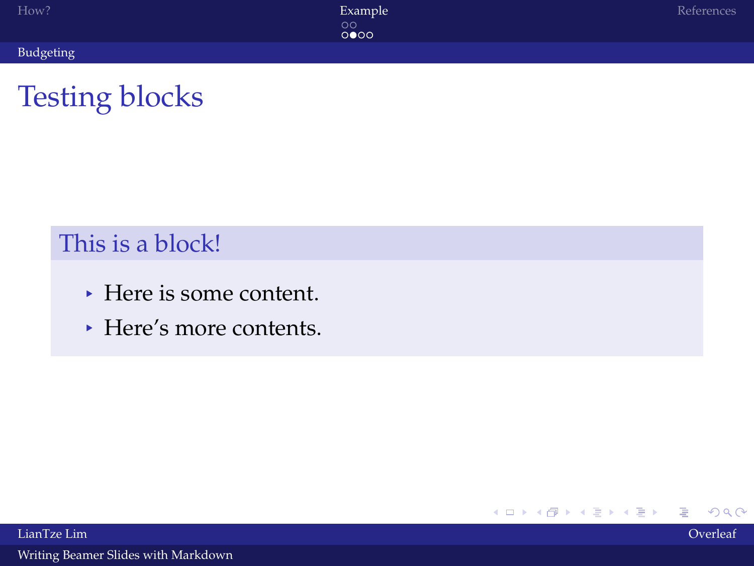# Testing blocks

### This is a block!

- Here is some content.
- Here's more contents.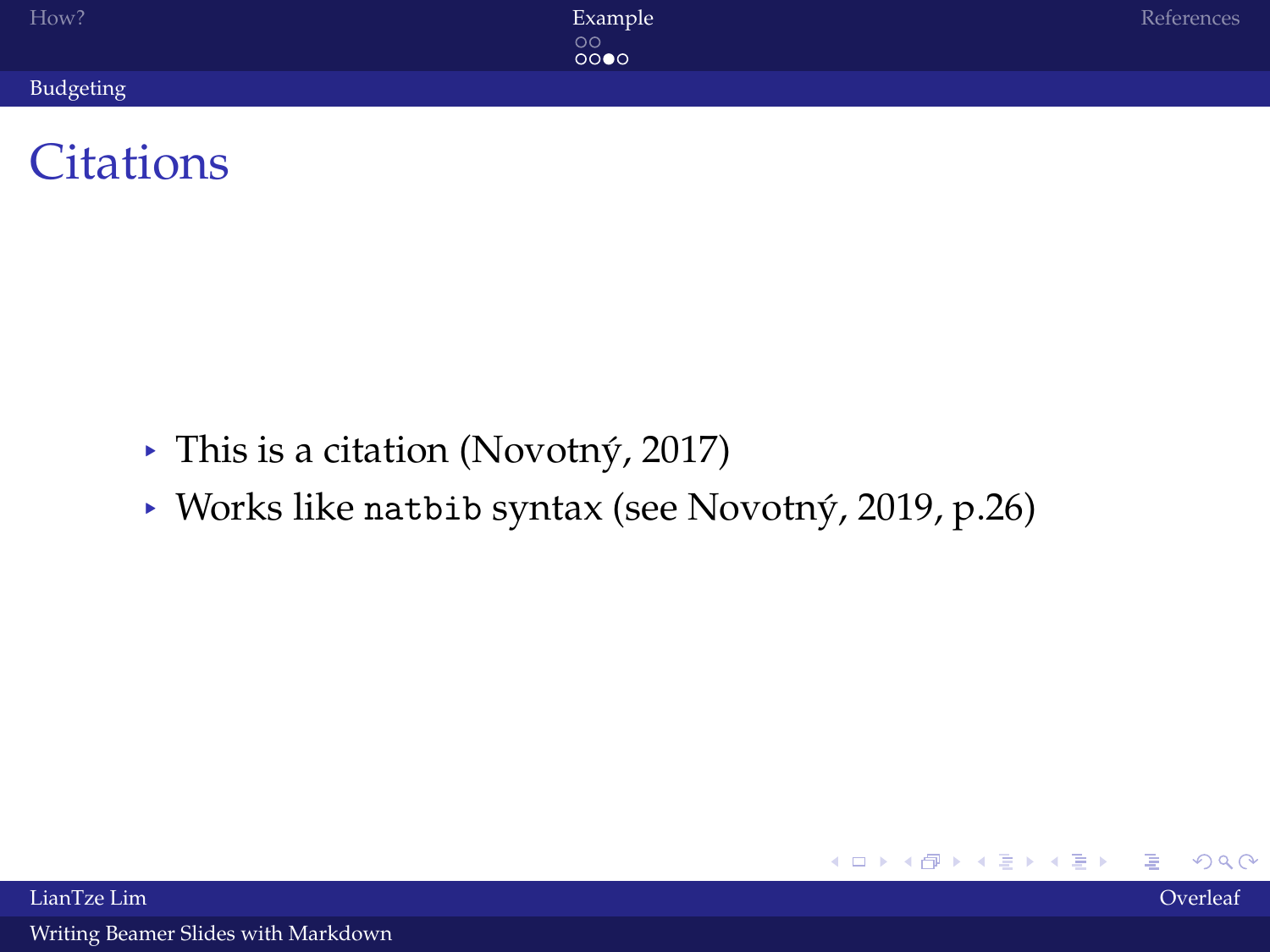# Citations

- This is a citation (Novotný, 2017)
- Works like `natbib` syntax (see Novotný, 2019, p.26)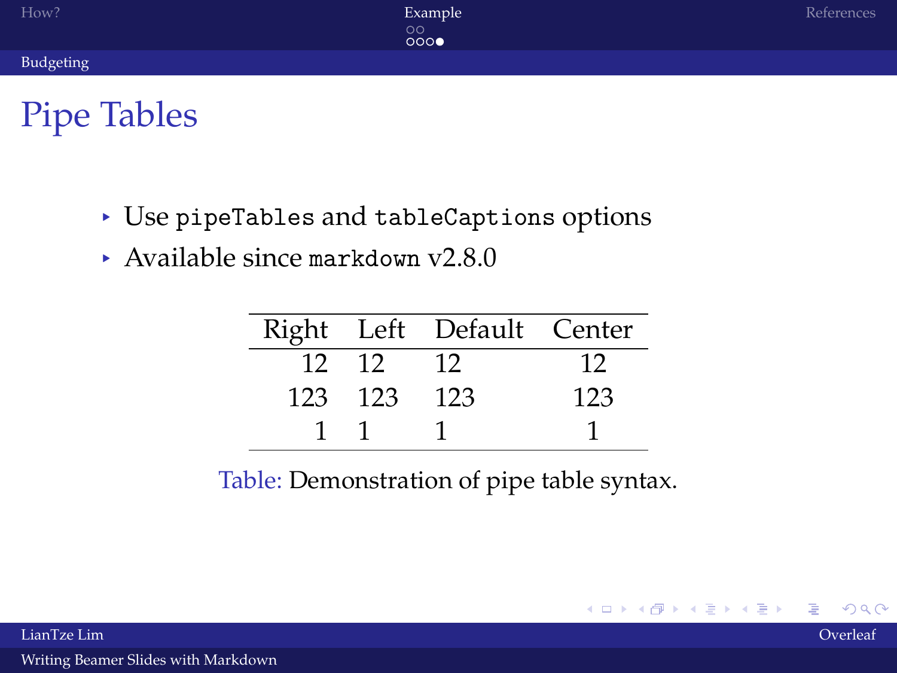# Pipe Tables

- Use `pipeTables` and `tableCaptions` options
- Available since `markdown` v2.8.0

| Right | Left | Default | Center |
|---:|:---|---|:---:|
| 12 | 12 | 12 | 12 |
| 123 | 123 | 123 | 123 |
| 1 | 1 | 1 | 1 |

Table: Demonstration of pipe table syntax.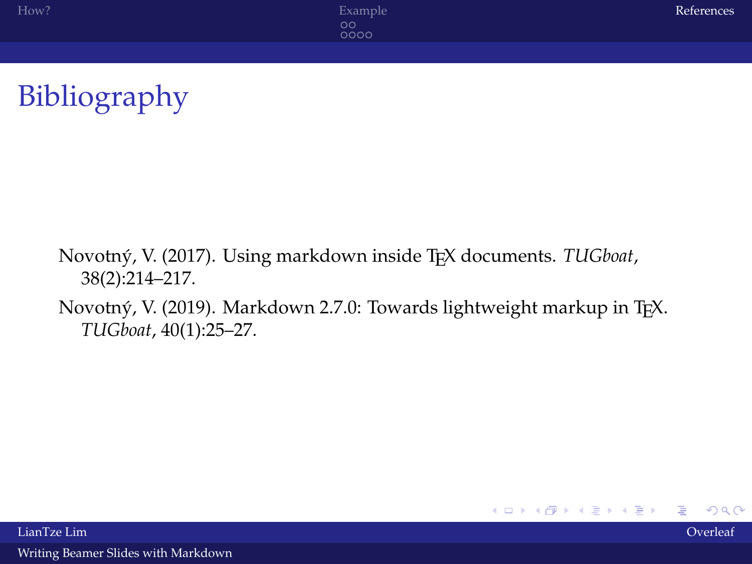# Bibliography

Novotný, V. (2017). Using markdown inside TEX documents. *TUGboat*, 38(2):214–217.

Novotný, V. (2019). Markdown 2.7.0: Towards lightweight markup in TEX. *TUGboat*, 40(1):25–27.